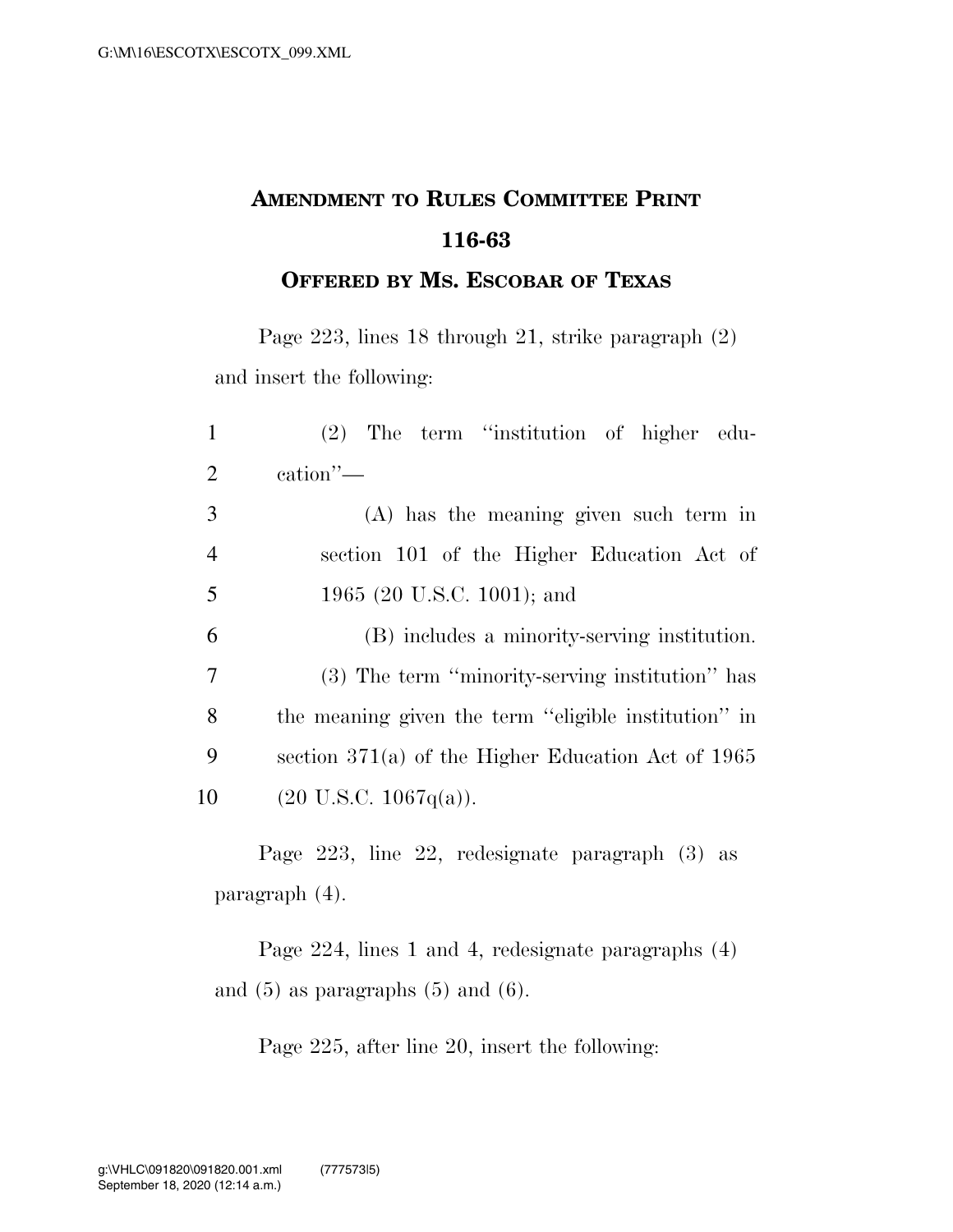**AMENDMENT TO RULES COMMITTEE PRINT 116-63**

**OFFERED BY MS. ESCOBAR OF TEXAS**

Page 223, lines 18 through 21, strike paragraph (2) and insert the following:

(2) The term ''institution of higher education''—

(A) has the meaning given such term in section 101 of the Higher Education Act of 1965 (20 U.S.C. 1001); and

(B) includes a minority-serving institution.

(3) The term ''minority-serving institution'' has the meaning given the term ''eligible institution'' in section 371(a) of the Higher Education Act of 1965 (20 U.S.C. 1067q(a)).

Page 223, line 22, redesignate paragraph (3) as paragraph (4).

Page 224, lines 1 and 4, redesignate paragraphs (4) and (5) as paragraphs (5) and (6).

Page 225, after line 20, insert the following: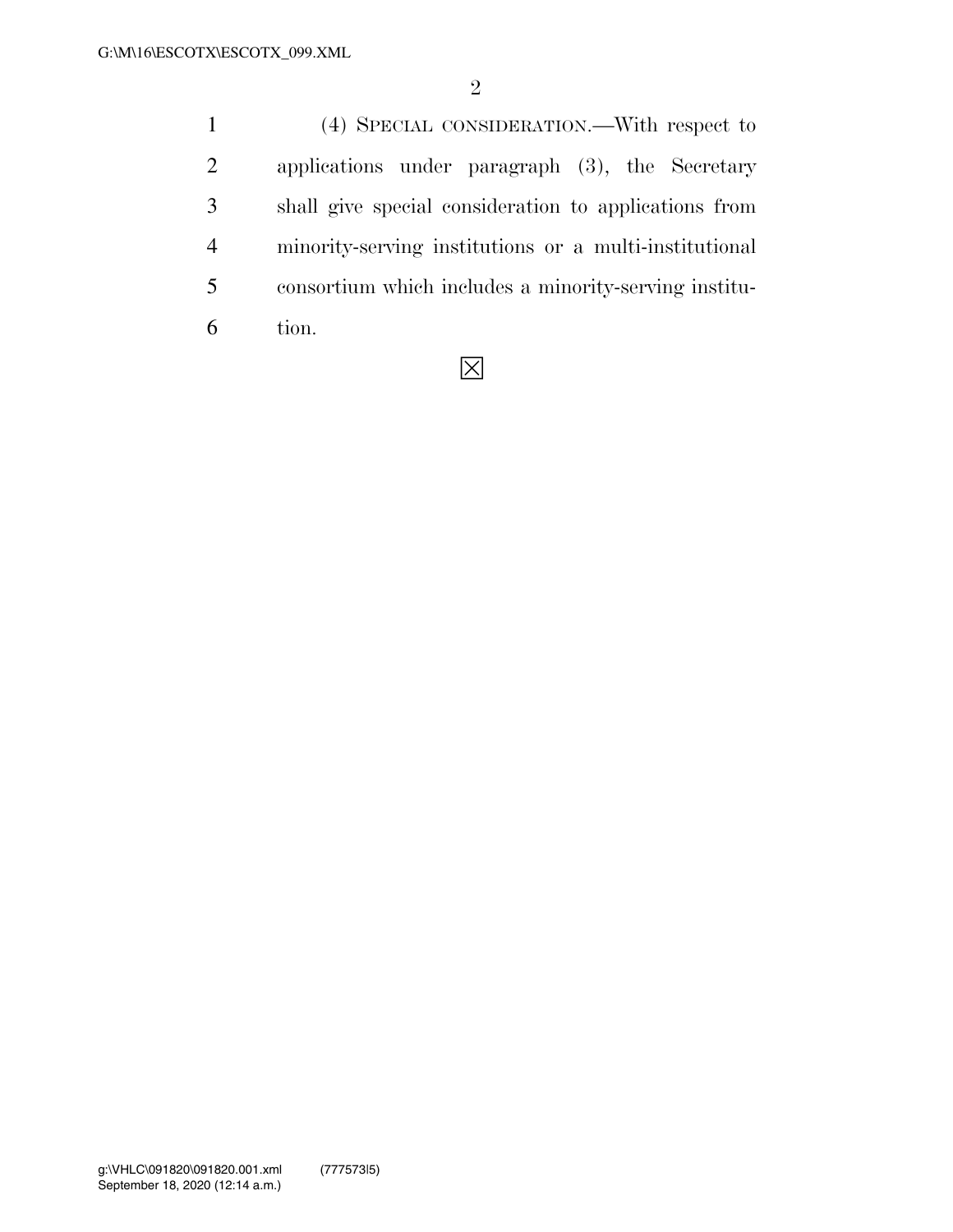(4) SPECIAL CONSIDERATION.—With respect to applications under paragraph (3), the Secretary shall give special consideration to applications from minority-serving institutions or a multi-institutional consortium which includes a minority-serving institution.